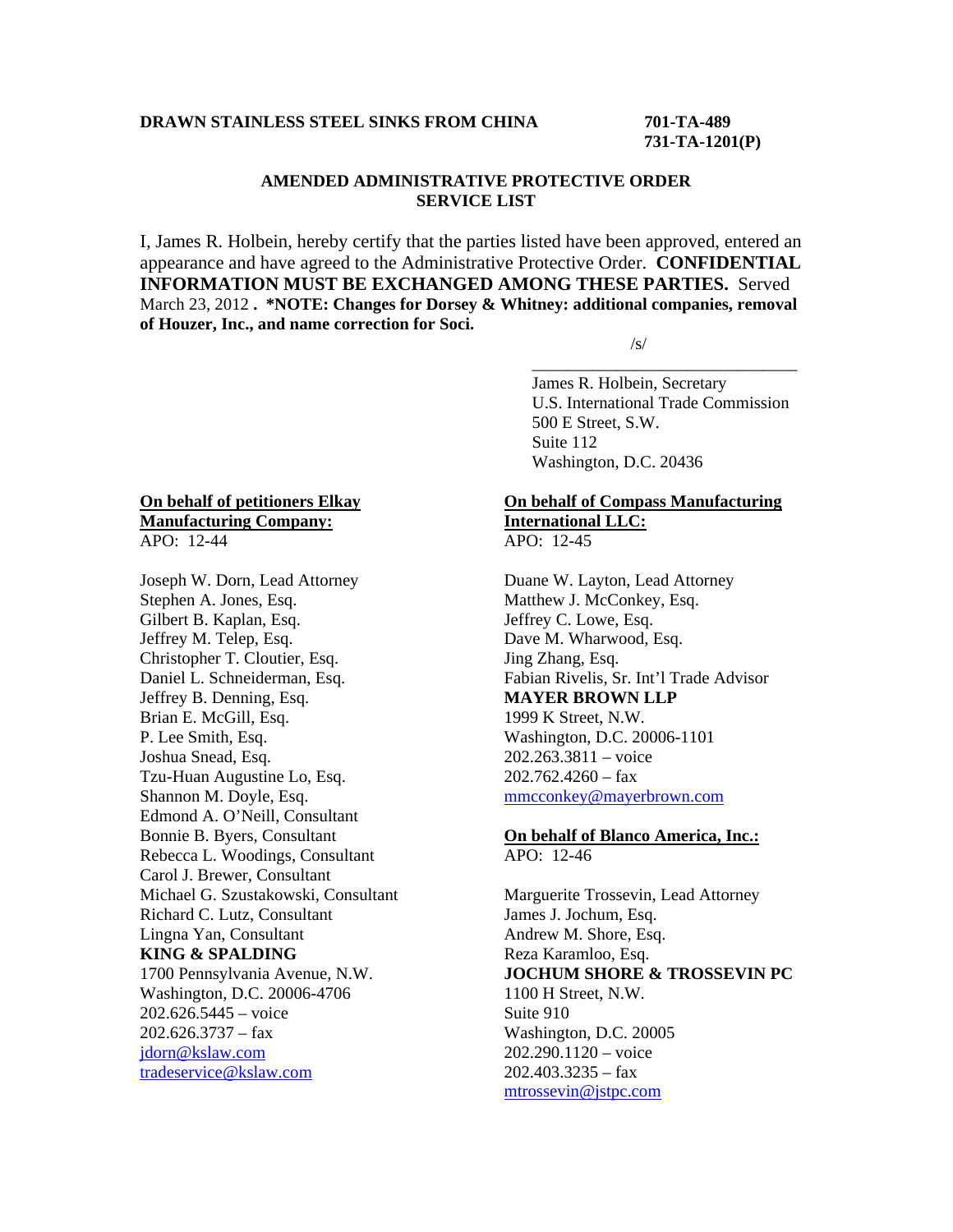**DRAWN STAINLESS STEEL SINKS FROM CHINA** **701-TA-489**
**731-TA-1201(P)**

**AMENDED ADMINISTRATIVE PROTECTIVE ORDER SERVICE LIST**

I, James R. Holbein, hereby certify that the parties listed have been approved, entered an appearance and have agreed to the Administrative Protective Order. **CONFIDENTIAL INFORMATION MUST BE EXCHANGED AMONG THESE PARTIES.** Served March 23, 2012 **. *NOTE: Changes for Dorsey & Whitney: additional companies, removal of Houzer, Inc., and name correction for Soci.**

/s/
________________________________
James R. Holbein, Secretary
U.S. International Trade Commission
500 E Street, S.W.
Suite 112
Washington, D.C. 20436

**On behalf of petitioners Elkay Manufacturing Company:**
APO: 12-44

Joseph W. Dorn, Lead Attorney
Stephen A. Jones, Esq.
Gilbert B. Kaplan, Esq.
Jeffrey M. Telep, Esq.
Christopher T. Cloutier, Esq.
Daniel L. Schneiderman, Esq.
Jeffrey B. Denning, Esq.
Brian E. McGill, Esq.
P. Lee Smith, Esq.
Joshua Snead, Esq.
Tzu-Huan Augustine Lo, Esq.
Shannon M. Doyle, Esq.
Edmond A. O'Neill, Consultant
Bonnie B. Byers, Consultant
Rebecca L. Woodings, Consultant
Carol J. Brewer, Consultant
Michael G. Szustakowski, Consultant
Richard C. Lutz, Consultant
Lingna Yan, Consultant
**KING & SPALDING**
1700 Pennsylvania Avenue, N.W.
Washington, D.C. 20006-4706
202.626.5445 – voice
202.626.3737 – fax
jdorn@kslaw.com
tradeservice@kslaw.com

**On behalf of Compass Manufacturing International LLC:**
APO: 12-45

Duane W. Layton, Lead Attorney
Matthew J. McConkey, Esq.
Jeffrey C. Lowe, Esq.
Dave M. Wharwood, Esq.
Jing Zhang, Esq.
Fabian Rivelis, Sr. Int'l Trade Advisor
**MAYER BROWN LLP**
1999 K Street, N.W.
Washington, D.C. 20006-1101
202.263.3811 – voice
202.762.4260 – fax
mmcconkey@mayerbrown.com

**On behalf of Blanco America, Inc.:**
APO: 12-46

Marguerite Trossevin, Lead Attorney
James J. Jochum, Esq.
Andrew M. Shore, Esq.
Reza Karamloo, Esq.
**JOCHUM SHORE & TROSSEVIN PC**
1100 H Street, N.W.
Suite 910
Washington, D.C. 20005
202.290.1120 – voice
202.403.3235 – fax
mtrossevin@jstpc.com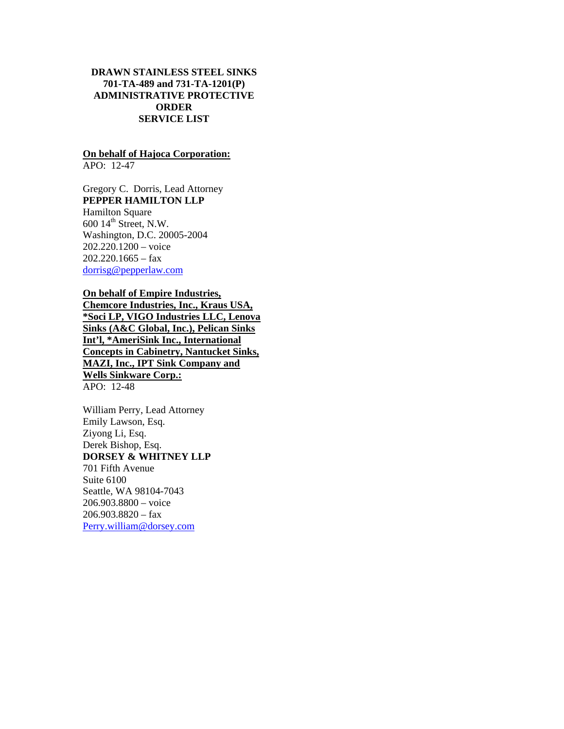**DRAWN STAINLESS STEEL SINKS
701-TA-489 and 731-TA-1201(P)
ADMINISTRATIVE PROTECTIVE
ORDER
SERVICE LIST**

**On behalf of Hajoca Corporation:**
APO: 12-47

Gregory C. Dorris, Lead Attorney
**PEPPER HAMILTON LLP**
Hamilton Square
600 14th Street, N.W.
Washington, D.C. 20005-2004
202.220.1200 – voice
202.220.1665 – fax
dorrisg@pepperlaw.com

**On behalf of Empire Industries, Chemcore Industries, Inc., Kraus USA, *Soci LP, VIGO Industries LLC, Lenova Sinks (A&C Global, Inc.), Pelican Sinks Int'l, *AmeriSink Inc., International Concepts in Cabinetry, Nantucket Sinks, MAZI, Inc., IPT Sink Company and Wells Sinkware Corp.:**
APO: 12-48

William Perry, Lead Attorney
Emily Lawson, Esq.
Ziyong Li, Esq.
Derek Bishop, Esq.
**DORSEY & WHITNEY LLP**
701 Fifth Avenue
Suite 6100
Seattle, WA 98104-7043
206.903.8800 – voice
206.903.8820 – fax
Perry.william@dorsey.com